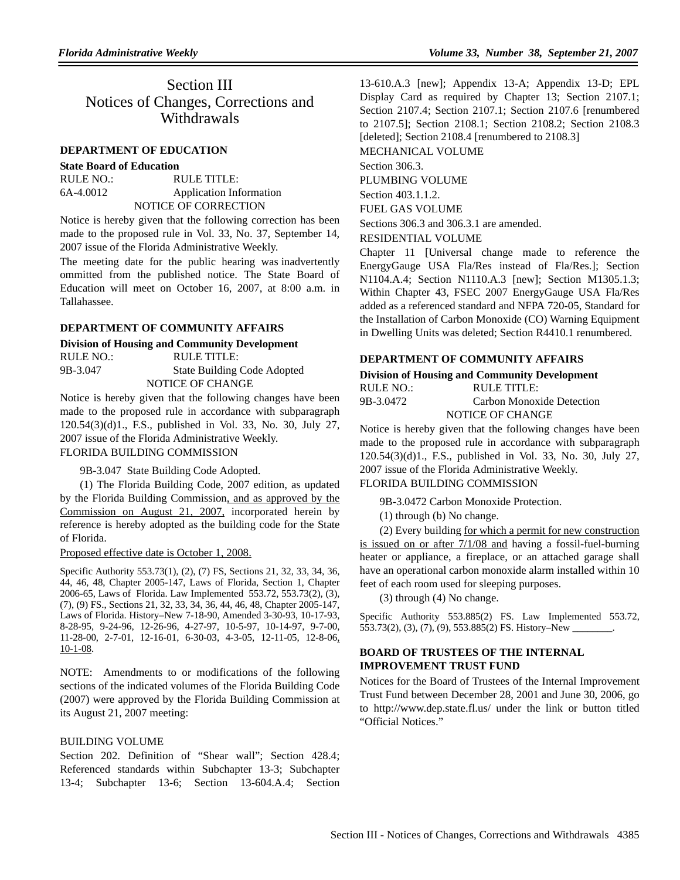# Section III
# Notices of Changes, Corrections and Withdrawals

## DEPARTMENT OF EDUCATION

**State Board of Education**

RULE NO.: 6A-4.0012

RULE TITLE: Application Information

NOTICE OF CORRECTION

Notice is hereby given that the following correction has been made to the proposed rule in Vol. 33, No. 37, September 14, 2007 issue of the Florida Administrative Weekly.

The meeting date for the public hearing was inadvertently ommitted from the published notice. The State Board of Education will meet on October 16, 2007, at 8:00 a.m. in Tallahassee.

## DEPARTMENT OF COMMUNITY AFFAIRS

**Division of Housing and Community Development**

RULE NO.: 9B-3.047

RULE TITLE: State Building Code Adopted

NOTICE OF CHANGE

Notice is hereby given that the following changes have been made to the proposed rule in accordance with subparagraph 120.54(3)(d)1., F.S., published in Vol. 33, No. 30, July 27, 2007 issue of the Florida Administrative Weekly.

FLORIDA BUILDING COMMISSION

9B-3.047 State Building Code Adopted.

(1) The Florida Building Code, 2007 edition, as updated by the Florida Building Commission, and as approved by the Commission on August 21, 2007, incorporated herein by reference is hereby adopted as the building code for the State of Florida.

Proposed effective date is October 1, 2008.

Specific Authority 553.73(1), (2), (7) FS, Sections 21, 32, 33, 34, 36, 44, 46, 48, Chapter 2005-147, Laws of Florida, Section 1, Chapter 2006-65, Laws of Florida. Law Implemented 553.72, 553.73(2), (3), (7), (9) FS., Sections 21, 32, 33, 34, 36, 44, 46, 48, Chapter 2005-147, Laws of Florida. History–New 7-18-90, Amended 3-30-93, 10-17-93, 8-28-95, 9-24-96, 12-26-96, 4-27-97, 10-5-97, 10-14-97, 9-7-00, 11-28-00, 2-7-01, 12-16-01, 6-30-03, 4-3-05, 12-11-05, 12-8-06, 10-1-08.

NOTE: Amendments to or modifications of the following sections of the indicated volumes of the Florida Building Code (2007) were approved by the Florida Building Commission at its August 21, 2007 meeting:

BUILDING VOLUME

Section 202. Definition of "Shear wall"; Section 428.4; Referenced standards within Subchapter 13-3; Subchapter 13-4; Subchapter 13-6; Section 13-604.A.4; Section 13-610.A.3 [new]; Appendix 13-A; Appendix 13-D; EPL Display Card as required by Chapter 13; Section 2107.1; Section 2107.4; Section 2107.1; Section 2107.6 [renumbered to 2107.5]; Section 2108.1; Section 2108.2; Section 2108.3 [deleted]; Section 2108.4 [renumbered to 2108.3]

MECHANICAL VOLUME

Section 306.3.

PLUMBING VOLUME

Section 403.1.1.2.

FUEL GAS VOLUME

Sections 306.3 and 306.3.1 are amended.

RESIDENTIAL VOLUME

Chapter 11 [Universal change made to reference the EnergyGauge USA Fla/Res instead of Fla/Res.]; Section N1104.A.4; Section N1110.A.3 [new]; Section M1305.1.3; Within Chapter 43, FSEC 2007 EnergyGauge USA Fla/Res added as a referenced standard and NFPA 720-05, Standard for the Installation of Carbon Monoxide (CO) Warning Equipment in Dwelling Units was deleted; Section R4410.1 renumbered.

## DEPARTMENT OF COMMUNITY AFFAIRS

**Division of Housing and Community Development**

RULE NO.: 9B-3.0472

RULE TITLE: Carbon Monoxide Detection

NOTICE OF CHANGE

Notice is hereby given that the following changes have been made to the proposed rule in accordance with subparagraph 120.54(3)(d)1., F.S., published in Vol. 33, No. 30, July 27, 2007 issue of the Florida Administrative Weekly.

FLORIDA BUILDING COMMISSION

9B-3.0472 Carbon Monoxide Protection.

(1) through (b) No change.

(2) Every building for which a permit for new construction is issued on or after 7/1/08 and having a fossil-fuel-burning heater or appliance, a fireplace, or an attached garage shall have an operational carbon monoxide alarm installed within 10 feet of each room used for sleeping purposes.

(3) through (4) No change.

Specific Authority 553.885(2) FS. Law Implemented 553.72, 553.73(2), (3), (7), (9), 553.885(2) FS. History–New ________.

## BOARD OF TRUSTEES OF THE INTERNAL IMPROVEMENT TRUST FUND

Notices for the Board of Trustees of the Internal Improvement Trust Fund between December 28, 2001 and June 30, 2006, go to http://www.dep.state.fl.us/ under the link or button titled "Official Notices."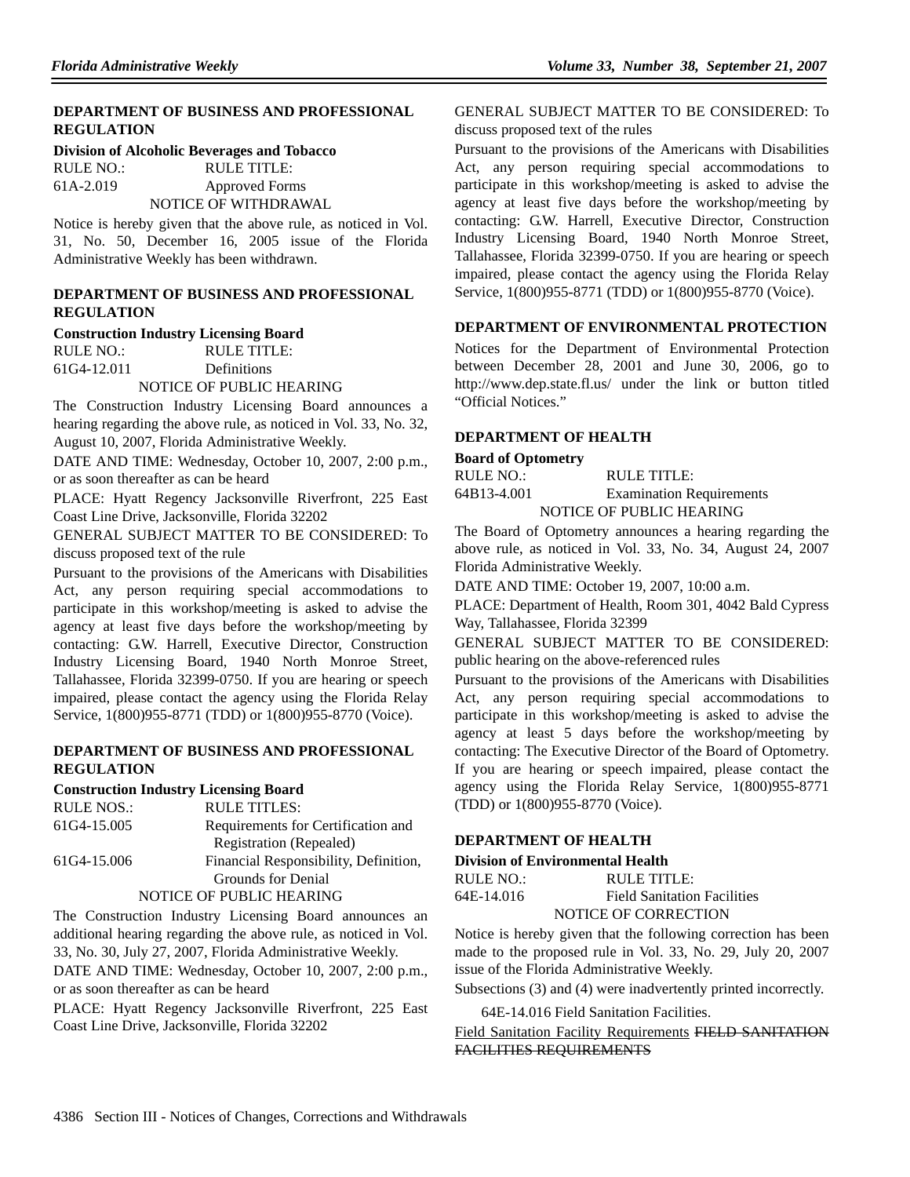## DEPARTMENT OF BUSINESS AND PROFESSIONAL REGULATION

**Division of Alcoholic Beverages and Tobacco**

RULE NO.: RULE TITLE:
61A-2.019 Approved Forms

NOTICE OF WITHDRAWAL

Notice is hereby given that the above rule, as noticed in Vol. 31, No. 50, December 16, 2005 issue of the Florida Administrative Weekly has been withdrawn.

## DEPARTMENT OF BUSINESS AND PROFESSIONAL REGULATION

**Construction Industry Licensing Board**

RULE NO.: RULE TITLE:
61G4-12.011 Definitions

NOTICE OF PUBLIC HEARING

The Construction Industry Licensing Board announces a hearing regarding the above rule, as noticed in Vol. 33, No. 32, August 10, 2007, Florida Administrative Weekly.

DATE AND TIME: Wednesday, October 10, 2007, 2:00 p.m., or as soon thereafter as can be heard

PLACE: Hyatt Regency Jacksonville Riverfront, 225 East Coast Line Drive, Jacksonville, Florida 32202

GENERAL SUBJECT MATTER TO BE CONSIDERED: To discuss proposed text of the rule

Pursuant to the provisions of the Americans with Disabilities Act, any person requiring special accommodations to participate in this workshop/meeting is asked to advise the agency at least five days before the workshop/meeting by contacting: G.W. Harrell, Executive Director, Construction Industry Licensing Board, 1940 North Monroe Street, Tallahassee, Florida 32399-0750. If you are hearing or speech impaired, please contact the agency using the Florida Relay Service, 1(800)955-8771 (TDD) or 1(800)955-8770 (Voice).

## DEPARTMENT OF BUSINESS AND PROFESSIONAL REGULATION

**Construction Industry Licensing Board**

RULE NOS.: RULE TITLES:
61G4-15.005 Requirements for Certification and Registration (Repealed)
61G4-15.006 Financial Responsibility, Definition, Grounds for Denial

NOTICE OF PUBLIC HEARING

The Construction Industry Licensing Board announces an additional hearing regarding the above rule, as noticed in Vol. 33, No. 30, July 27, 2007, Florida Administrative Weekly.

DATE AND TIME: Wednesday, October 10, 2007, 2:00 p.m., or as soon thereafter as can be heard

PLACE: Hyatt Regency Jacksonville Riverfront, 225 East Coast Line Drive, Jacksonville, Florida 32202

GENERAL SUBJECT MATTER TO BE CONSIDERED: To discuss proposed text of the rules

Pursuant to the provisions of the Americans with Disabilities Act, any person requiring special accommodations to participate in this workshop/meeting is asked to advise the agency at least five days before the workshop/meeting by contacting: G.W. Harrell, Executive Director, Construction Industry Licensing Board, 1940 North Monroe Street, Tallahassee, Florida 32399-0750. If you are hearing or speech impaired, please contact the agency using the Florida Relay Service, 1(800)955-8771 (TDD) or 1(800)955-8770 (Voice).

## DEPARTMENT OF ENVIRONMENTAL PROTECTION

Notices for the Department of Environmental Protection between December 28, 2001 and June 30, 2006, go to http://www.dep.state.fl.us/ under the link or button titled "Official Notices."

## DEPARTMENT OF HEALTH

**Board of Optometry**

RULE NO.: RULE TITLE:
64B13-4.001 Examination Requirements

NOTICE OF PUBLIC HEARING

The Board of Optometry announces a hearing regarding the above rule, as noticed in Vol. 33, No. 34, August 24, 2007 Florida Administrative Weekly.

DATE AND TIME: October 19, 2007, 10:00 a.m.

PLACE: Department of Health, Room 301, 4042 Bald Cypress Way, Tallahassee, Florida 32399

GENERAL SUBJECT MATTER TO BE CONSIDERED: public hearing on the above-referenced rules

Pursuant to the provisions of the Americans with Disabilities Act, any person requiring special accommodations to participate in this workshop/meeting is asked to advise the agency at least 5 days before the workshop/meeting by contacting: The Executive Director of the Board of Optometry. If you are hearing or speech impaired, please contact the agency using the Florida Relay Service, 1(800)955-8771 (TDD) or 1(800)955-8770 (Voice).

## DEPARTMENT OF HEALTH

**Division of Environmental Health**

RULE NO.: RULE TITLE:
64E-14.016 Field Sanitation Facilities

NOTICE OF CORRECTION

Notice is hereby given that the following correction has been made to the proposed rule in Vol. 33, No. 29, July 20, 2007 issue of the Florida Administrative Weekly.

Subsections (3) and (4) were inadvertently printed incorrectly.

64E-14.016 Field Sanitation Facilities.

<u>Field Sanitation Facility Requirements</u> ~~FIELD SANITATION FACILITIES REQUIREMENTS~~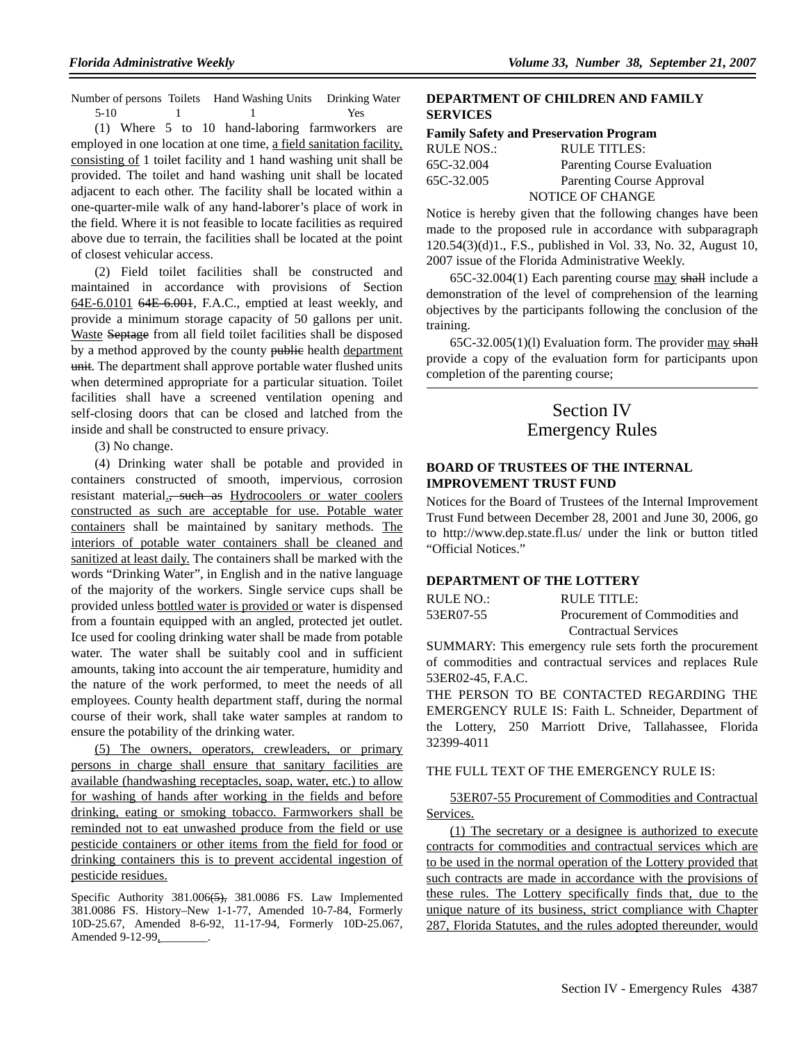| Number of persons | Toilets | Hand Washing Units | Drinking Water |
|---|---|---|---|
| 5-10 | 1 | 1 | Yes |

(1) Where 5 to 10 hand-laboring farmworkers are employed in one location at one time, a field sanitation facility, consisting of 1 toilet facility and 1 hand washing unit shall be provided. The toilet and hand washing unit shall be located adjacent to each other. The facility shall be located within a one-quarter-mile walk of any hand-laborer's place of work in the field. Where it is not feasible to locate facilities as required above due to terrain, the facilities shall be located at the point of closest vehicular access.

(2) Field toilet facilities shall be constructed and maintained in accordance with provisions of Section 64E-6.0101 ~~64E-6.001~~, F.A.C., emptied at least weekly, and provide a minimum storage capacity of 50 gallons per unit. Waste ~~Septage~~ from all field toilet facilities shall be disposed by a method approved by the county ~~public~~ health department ~~unit~~. The department shall approve portable water flushed units when determined appropriate for a particular situation. Toilet facilities shall have a screened ventilation opening and self-closing doors that can be closed and latched from the inside and shall be constructed to ensure privacy.

(3) No change.

(4) Drinking water shall be potable and provided in containers constructed of smooth, impervious, corrosion resistant material.~~, such as~~ Hydrocoolers or water coolers constructed as such are acceptable for use. Potable water containers shall be maintained by sanitary methods. The interiors of potable water containers shall be cleaned and sanitized at least daily. The containers shall be marked with the words "Drinking Water", in English and in the native language of the majority of the workers. Single service cups shall be provided unless bottled water is provided or water is dispensed from a fountain equipped with an angled, protected jet outlet. Ice used for cooling drinking water shall be made from potable water. The water shall be suitably cool and in sufficient amounts, taking into account the air temperature, humidity and the nature of the work performed, to meet the needs of all employees. County health department staff, during the normal course of their work, shall take water samples at random to ensure the potability of the drinking water.

(5) The owners, operators, crewleaders, or primary persons in charge shall ensure that sanitary facilities are available (handwashing receptacles, soap, water, etc.) to allow for washing of hands after working in the fields and before drinking, eating or smoking tobacco. Farmworkers shall be reminded not to eat unwashed produce from the field or use pesticide containers or other items from the field for food or drinking containers this is to prevent accidental ingestion of pesticide residues.

Specific Authority 381.006~~(5),~~ 381.0086 FS. Law Implemented 381.0086 FS. History–New 1-1-77, Amended 10-7-84, Formerly 10D-25.67, Amended 8-6-92, 11-17-94, Formerly 10D-25.067, Amended 9-12-99, ________.

**DEPARTMENT OF CHILDREN AND FAMILY SERVICES**

**Family Safety and Preservation Program**

| RULE NOS.: | RULE TITLES: |
|---|---|
| 65C-32.004 | Parenting Course Evaluation |
| 65C-32.005 | Parenting Course Approval |

NOTICE OF CHANGE

Notice is hereby given that the following changes have been made to the proposed rule in accordance with subparagraph 120.54(3)(d)1., F.S., published in Vol. 33, No. 32, August 10, 2007 issue of the Florida Administrative Weekly.

65C-32.004(1) Each parenting course may ~~shall~~ include a demonstration of the level of comprehension of the learning objectives by the participants following the conclusion of the training.

65C-32.005(1)(l) Evaluation form. The provider may ~~shall~~ provide a copy of the evaluation form for participants upon completion of the parenting course;

# Section IV Emergency Rules

**BOARD OF TRUSTEES OF THE INTERNAL IMPROVEMENT TRUST FUND**

Notices for the Board of Trustees of the Internal Improvement Trust Fund between December 28, 2001 and June 30, 2006, go to http://www.dep.state.fl.us/ under the link or button titled "Official Notices."

**DEPARTMENT OF THE LOTTERY**

| RULE NO.: | RULE TITLE: |
|---|---|
| 53ER07-55 | Procurement of Commodities and Contractual Services |

SUMMARY: This emergency rule sets forth the procurement of commodities and contractual services and replaces Rule 53ER02-45, F.A.C.

THE PERSON TO BE CONTACTED REGARDING THE EMERGENCY RULE IS: Faith L. Schneider, Department of the Lottery, 250 Marriott Drive, Tallahassee, Florida 32399-4011

THE FULL TEXT OF THE EMERGENCY RULE IS:

53ER07-55 Procurement of Commodities and Contractual Services.

(1) The secretary or a designee is authorized to execute contracts for commodities and contractual services which are to be used in the normal operation of the Lottery provided that such contracts are made in accordance with the provisions of these rules. The Lottery specifically finds that, due to the unique nature of its business, strict compliance with Chapter 287, Florida Statutes, and the rules adopted thereunder, would